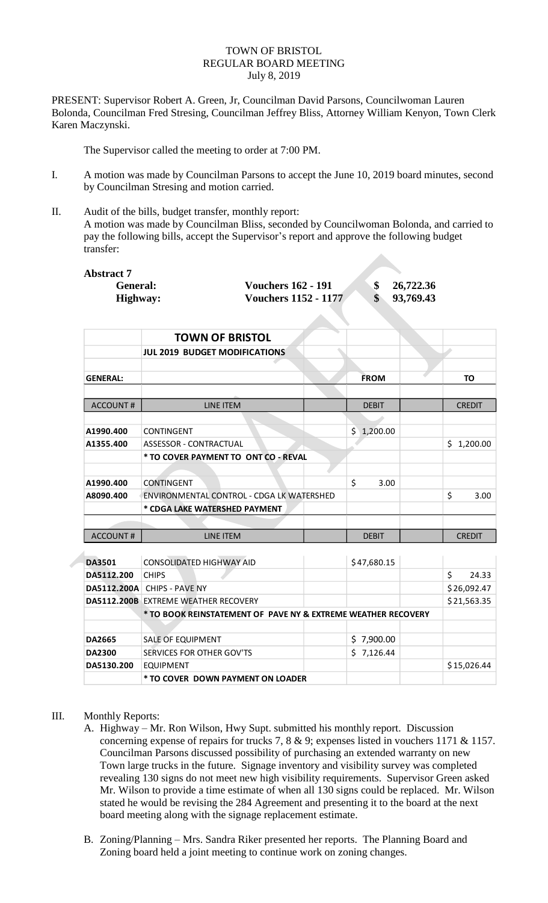# TOWN OF BRISTOL
## REGULAR BOARD MEETING
July 8, 2019

PRESENT: Supervisor Robert A. Green, Jr, Councilman David Parsons, Councilwoman Lauren Bolonda, Councilman Fred Stresing, Councilman Jeffrey Bliss, Attorney William Kenyon, Town Clerk Karen Maczynski.

The Supervisor called the meeting to order at 7:00 PM.

I. A motion was made by Councilman Parsons to accept the June 10, 2019 board minutes, second by Councilman Stresing and motion carried.

II. Audit of the bills, budget transfer, monthly report:
A motion was made by Councilman Bliss, seconded by Councilwoman Bolonda, and carried to pay the following bills, accept the Supervisor's report and approve the following budget transfer:

**Abstract 7**

| | | |
|---|---|---|
| **General:** | **Vouchers 162 - 191** | **$ 26,722.36** |
| **Highway:** | **Vouchers 1152 - 1177** | **$ 93,769.43** |

| | **TOWN OF BRISTOL** | | |
|---|---|---|---|
| | **JUL 2019 BUDGET MODIFICATIONS** | | |
| **GENERAL:** | | **FROM** | **TO** |
| ACCOUNT # | LINE ITEM | DEBIT | CREDIT |
| **A1990.400** | CONTINGENT | $ 1,200.00 | |
| **A1355.400** | ASSESSOR - CONTRACTUAL | | $ 1,200.00 |
| | * TO COVER PAYMENT TO ONT CO - REVAL | | |
| **A1990.400** | CONTINGENT | $ 3.00 | |
| **A8090.400** | ENVIRONMENTAL CONTROL - CDGA LK WATERSHED | | $ 3.00 |
| | * CDGA LAKE WATERSHED PAYMENT | | |
| ACCOUNT # | LINE ITEM | DEBIT | CREDIT |
| **DA3501** | CONSOLIDATED HIGHWAY AID | $47,680.15 | |
| **DA5112.200** | CHIPS | | $ 24.33 |
| **DA5112.200A** | CHIPS - PAVE NY | | $26,092.47 |
| **DA5112.200B** | EXTREME WEATHER RECOVERY | | $21,563.35 |
| | * TO BOOK REINSTATEMENT OF PAVE NY & EXTREME WEATHER RECOVERY | | |
| **DA2665** | SALE OF EQUIPMENT | $ 7,900.00 | |
| **DA2300** | SERVICES FOR OTHER GOV'TS | $ 7,126.44 | |
| **DA5130.200** | EQUIPMENT | | $15,026.44 |
| | * TO COVER DOWN PAYMENT ON LOADER | | |

III. Monthly Reports:

A. Highway – Mr. Ron Wilson, Hwy Supt. submitted his monthly report. Discussion concerning expense of repairs for trucks 7, 8 & 9; expenses listed in vouchers 1171 & 1157. Councilman Parsons discussed possibility of purchasing an extended warranty on new Town large trucks in the future. Signage inventory and visibility survey was completed revealing 130 signs do not meet new high visibility requirements. Supervisor Green asked Mr. Wilson to provide a time estimate of when all 130 signs could be replaced. Mr. Wilson stated he would be revising the 284 Agreement and presenting it to the board at the next board meeting along with the signage replacement estimate.

B. Zoning/Planning – Mrs. Sandra Riker presented her reports. The Planning Board and Zoning board held a joint meeting to continue work on zoning changes.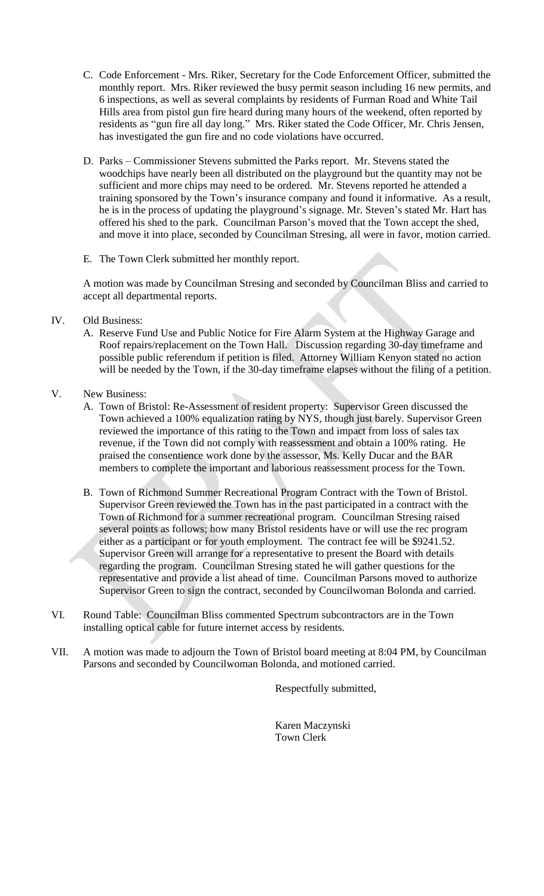C. Code Enforcement - Mrs. Riker, Secretary for the Code Enforcement Officer, submitted the monthly report. Mrs. Riker reviewed the busy permit season including 16 new permits, and 6 inspections, as well as several complaints by residents of Furman Road and White Tail Hills area from pistol gun fire heard during many hours of the weekend, often reported by residents as "gun fire all day long." Mrs. Riker stated the Code Officer, Mr. Chris Jensen, has investigated the gun fire and no code violations have occurred.

D. Parks – Commissioner Stevens submitted the Parks report. Mr. Stevens stated the woodchips have nearly been all distributed on the playground but the quantity may not be sufficient and more chips may need to be ordered. Mr. Stevens reported he attended a training sponsored by the Town's insurance company and found it informative. As a result, he is in the process of updating the playground's signage. Mr. Steven's stated Mr. Hart has offered his shed to the park. Councilman Parson's moved that the Town accept the shed, and move it into place, seconded by Councilman Stresing, all were in favor, motion carried.

E. The Town Clerk submitted her monthly report.

A motion was made by Councilman Stresing and seconded by Councilman Bliss and carried to accept all departmental reports.

IV. Old Business:

A. Reserve Fund Use and Public Notice for Fire Alarm System at the Highway Garage and Roof repairs/replacement on the Town Hall. Discussion regarding 30-day timeframe and possible public referendum if petition is filed. Attorney William Kenyon stated no action will be needed by the Town, if the 30-day timeframe elapses without the filing of a petition.

V. New Business:

A. Town of Bristol: Re-Assessment of resident property: Supervisor Green discussed the Town achieved a 100% equalization rating by NYS, though just barely. Supervisor Green reviewed the importance of this rating to the Town and impact from loss of sales tax revenue, if the Town did not comply with reassessment and obtain a 100% rating. He praised the consentience work done by the assessor, Ms. Kelly Ducar and the BAR members to complete the important and laborious reassessment process for the Town.

B. Town of Richmond Summer Recreational Program Contract with the Town of Bristol. Supervisor Green reviewed the Town has in the past participated in a contract with the Town of Richmond for a summer recreational program. Councilman Stresing raised several points as follows; how many Bristol residents have or will use the rec program either as a participant or for youth employment. The contract fee will be $9241.52. Supervisor Green will arrange for a representative to present the Board with details regarding the program. Councilman Stresing stated he will gather questions for the representative and provide a list ahead of time. Councilman Parsons moved to authorize Supervisor Green to sign the contract, seconded by Councilwoman Bolonda and carried.

VI. Round Table: Councilman Bliss commented Spectrum subcontractors are in the Town installing optical cable for future internet access by residents.

VII. A motion was made to adjourn the Town of Bristol board meeting at 8:04 PM, by Councilman Parsons and seconded by Councilwoman Bolonda, and motioned carried.

Respectfully submitted,

Karen Maczynski
Town Clerk